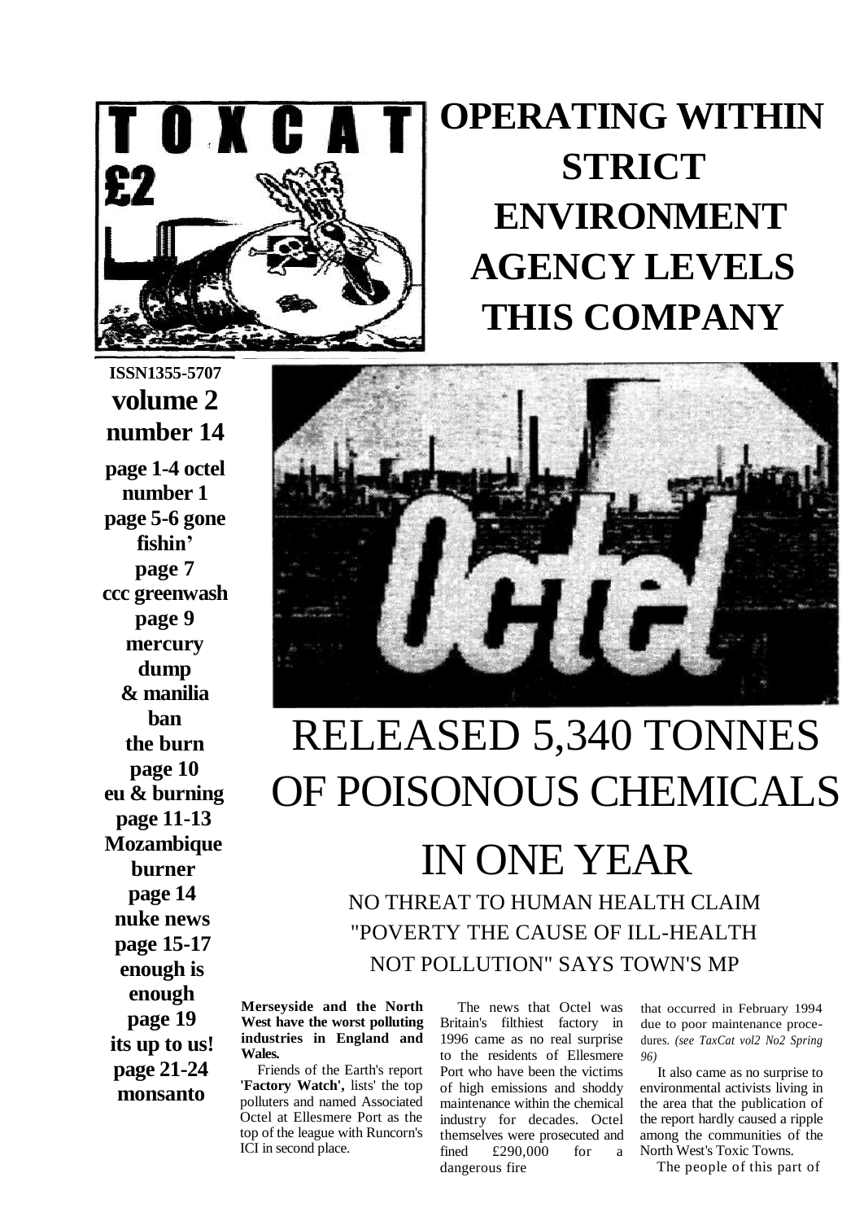# OPERATING WITHIN STRICT ENVIRONMENT AGENCY LEVELS THIS COMPANY

TOXCAT £2

**ISSN1355-5707**

**volume 2 number 14**

**page 1-4 octel number 1**
**page 5-6 gone fishin'**
**page 7 ccc greenwash**
**page 9 mercury dump & manilia ban the burn**
**page 10 eu & burning**
**page 11-13 Mozambique burner**
**page 14 nuke news**
**page 15-17 enough is enough**
**page 19 its up to us!**
**page 21-24 monsanto**

# RELEASED 5,340 TONNES OF POISONOUS CHEMICALS IN ONE YEAR

## NO THREAT TO HUMAN HEALTH CLAIM "POVERTY THE CAUSE OF ILL-HEALTH NOT POLLUTION" SAYS TOWN'S MP

**Merseyside and the North West have the worst polluting industries in England and Wales.**

Friends of the Earth's report **'Factory Watch',** lists' the top polluters and named Associated Octel at Ellesmere Port as the top of the league with Runcorn's ICI in second place.

The news that Octel was Britain's filthiest factory in 1996 came as no real surprise to the residents of Ellesmere Port who have been the victims of high emissions and shoddy maintenance within the chemical industry for decades. Octel themselves were prosecuted and fined £290,000 for a dangerous fire that occurred in February 1994 due to poor maintenance procedures. *(see TaxCat vol2 No2 Spring 96)*

It also came as no surprise to environmental activists living in the area that the publication of the report hardly caused a ripple among the communities of the North West's Toxic Towns.

The people of this part of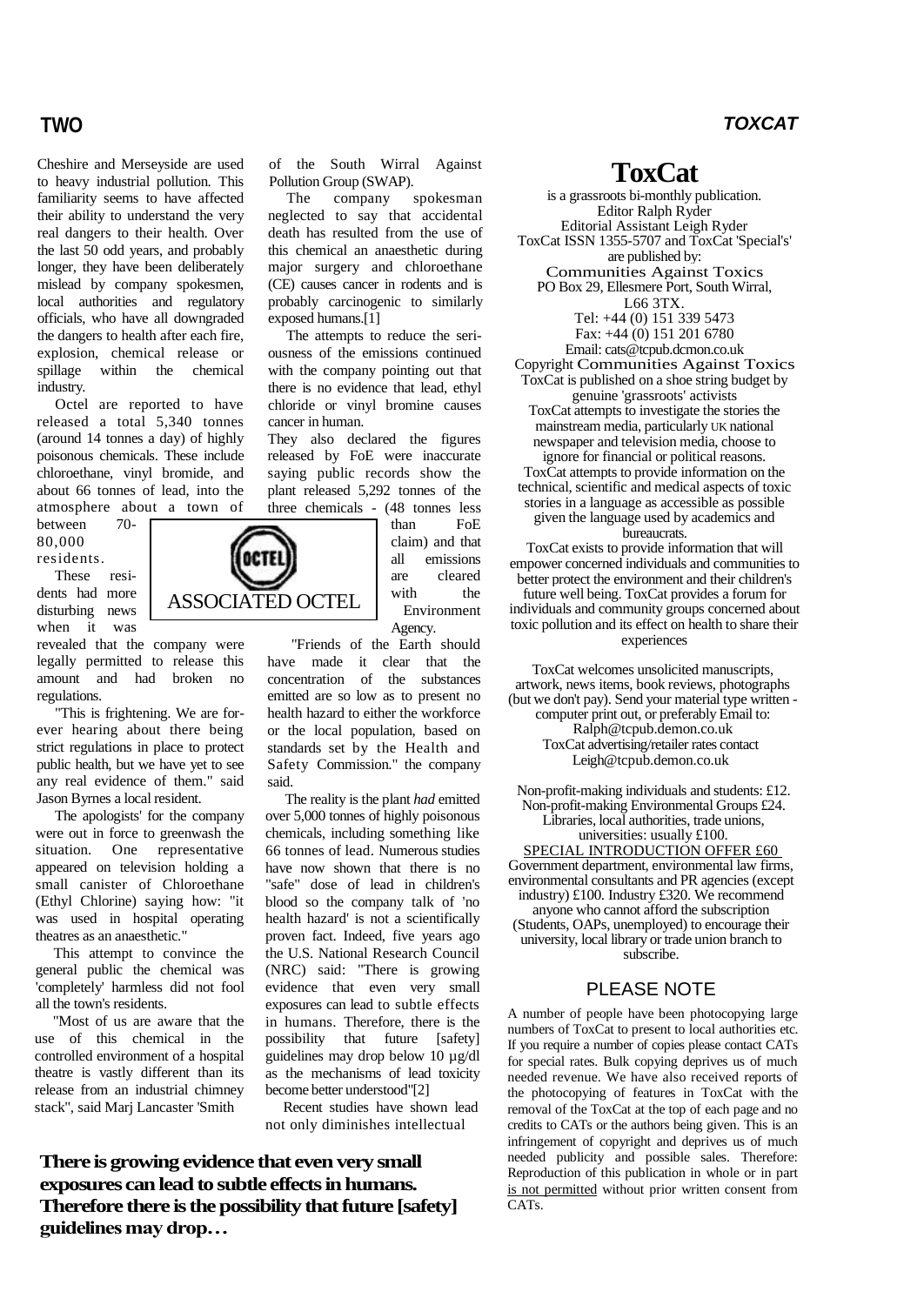Cheshire and Merseyside are used to heavy industrial pollution. This familiarity seems to have affected their ability to understand the very real dangers to their health. Over the last 50 odd years, and probably longer, they have been deliberately mislead by company spokesmen, local authorities and regulatory officials, who have all downgraded the dangers to health after each fire, explosion, chemical release or spillage within the chemical industry.

Octel are reported to have released a total 5,340 tonnes (around 14 tonnes a day) of highly poisonous chemicals. These include chloroethane, vinyl bromide, and about 66 tonnes of lead, into the atmosphere about a town of between 70-80,000 residents.

These residents had more disturbing news when it was revealed that the company were legally permitted to release this amount and had broken no regulations.

"This is frightening. We are forever hearing about there being strict regulations in place to protect public health, but we have yet to see any real evidence of them." said Jason Byrnes a local resident.

The apologists' for the company were out in force to greenwash the situation. One representative appeared on television holding a small canister of Chloroethane (Ethyl Chlorine) saying how: "it was used in hospital operating theatres as an anaesthetic."

This attempt to convince the general public the chemical was 'completely' harmless did not fool all the town's residents.

"Most of us are aware that the use of this chemical in the controlled environment of a hospital theatre is vastly different than its release from an industrial chimney stack", said Marj Lancaster 'Smith of the South Wirral Against Pollution Group (SWAP).

The company spokesman neglected to say that accidental death has resulted from the use of this chemical an anaesthetic during major surgery and chloroethane (CE) causes cancer in rodents and is probably carcinogenic to similarly exposed humans.[1]

The attempts to reduce the seriousness of the emissions continued with the company pointing out that there is no evidence that lead, ethyl chloride or vinyl bromine causes cancer in human.

They also declared the figures released by FoE were inaccurate saying public records show the plant released 5,292 tonnes of the three chemicals - (48 tonnes less than FoE claim) and that all emissions are cleared with the Environment Agency.

ASSOCIATED OCTEL

"Friends of the Earth should have made it clear that the concentration of the substances emitted are so low as to present no health hazard to either the workforce or the local population, based on standards set by the Health and Safety Commission." the company said.

The reality is the plant *had* emitted over 5,000 tonnes of highly poisonous chemicals, including something like 66 tonnes of lead. Numerous studies have now shown that there is no "safe" dose of lead in children's blood so the company talk of 'no health hazard' is not a scientifically proven fact. Indeed, five years ago the U.S. National Research Council (NRC) said: "There is growing evidence that even very small exposures can lead to subtle effects in humans. Therefore, there is the possibility that future [safety] guidelines may drop below 10 µg/dl as the mechanisms of lead toxicity become better understood"[2]

Recent studies have shown lead not only diminishes intellectual

**There is growing evidence that even very small exposures can lead to subtle effects in humans. Therefore there is the possibility that future [safety] guidelines may drop…**

# ToxCat

is a grassroots bi-monthly publication.
Editor Ralph Ryder
Editorial Assistant Leigh Ryder
ToxCat ISSN 1355-5707 and ToxCat 'Special's' are published by:
Communities Against Toxics
PO Box 29, Ellesmere Port, South Wirral, L66 3TX.
Tel: +44 (0) 151 339 5473
Fax: +44 (0) 151 201 6780
Email: cats@tcpub.dcmon.co.uk
Copyright Communities Against Toxics
ToxCat is published on a shoe string budget by genuine 'grassroots' activists
ToxCat attempts to investigate the stories the mainstream media, particularly UK national newspaper and television media, choose to ignore for financial or political reasons.
ToxCat attempts to provide information on the technical, scientific and medical aspects of toxic stories in a language as accessible as possible given the language used by academics and bureaucrats.
ToxCat exists to provide information that will empower concerned individuals and communities to better protect the environment and their children's future well being. ToxCat provides a forum for individuals and community groups concerned about toxic pollution and its effect on health to share their experiences

ToxCat welcomes unsolicited manuscripts, artwork, news items, book reviews, photographs (but we don't pay). Send your material type written - computer print out, or preferably Email to:
Ralph@tcpub.demon.co.uk
ToxCat advertising/retailer rates contact
Leigh@tcpub.demon.co.uk

Non-profit-making individuals and students: £12.
Non-profit-making Environmental Groups £24.
Libraries, local authorities, trade unions, universities: usually £100.
SPECIAL INTRODUCTION OFFER £60
Government department, environmental law firms, environmental consultants and PR agencies (except industry) £100. Industry £320. We recommend anyone who cannot afford the subscription (Students, OAPs, unemployed) to encourage their university, local library or trade union branch to subscribe.

## PLEASE NOTE

A number of people have been photocopying large numbers of ToxCat to present to local authorities etc. If you require a number of copies please contact CATs for special rates. Bulk copying deprives us of much needed revenue. We have also received reports of the photocopying of features in ToxCat with the removal of the ToxCat at the top of each page and no credits to CATs or the authors being given. This is an infringement of copyright and deprives us of much needed publicity and possible sales. Therefore: Reproduction of this publication in whole or in part is not permitted without prior written consent from CATs.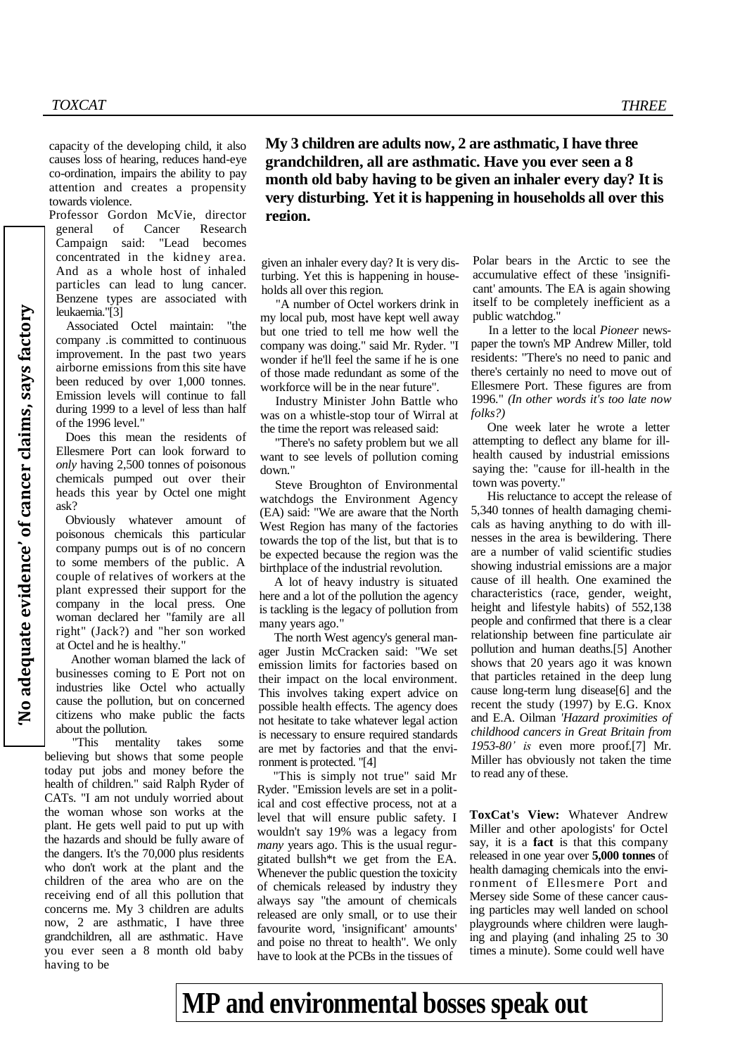capacity of the developing child, it also causes loss of hearing, reduces hand-eye co-ordination, impairs the ability to pay attention and creates a propensity towards violence.

Professor Gordon McVie, director general of Cancer Research Campaign said: "Lead becomes concentrated in the kidney area. And as a whole host of inhaled particles can lead to lung cancer. Benzene types are associated with leukaemia."[3]

## 'No adequate evidence' of cancer claims, says factory

Associated Octel maintain: "the company .is committed to continuous improvement. In the past two years airborne emissions from this site have been reduced by over 1,000 tonnes. Emission levels will continue to fall during 1999 to a level of less than half of the 1996 level."

Does this mean the residents of Ellesmere Port can look forward to *only* having 2,500 tonnes of poisonous chemicals pumped out over their heads this year by Octel one might ask?

Obviously whatever amount of poisonous chemicals this particular company pumps out is of no concern to some members of the public. A couple of relatives of workers at the plant expressed their support for the company in the local press. One woman declared her "family are all right" (Jack?) and "her son worked at Octel and he is healthy."

Another woman blamed the lack of businesses coming to E Port not on industries like Octel who actually cause the pollution, but on concerned citizens who make public the facts about the pollution.

"This mentality takes some believing but shows that some people today put jobs and money before the health of children." said Ralph Ryder of CATs. "I am not unduly worried about the woman whose son works at the plant. He gets well paid to put up with the hazards and should be fully aware of the dangers. It's the 70,000 plus residents who don't work at the plant and the children of the area who are on the receiving end of all this pollution that concerns me. My 3 children are adults now, 2 are asthmatic, I have three grandchildren, all are asthmatic. Have you ever seen a 8 month old baby having to be given an inhaler every day? It is very disturbing. Yet this is happening in households all over this region.

**My 3 children are adults now, 2 are asthmatic, I have three grandchildren, all are asthmatic. Have you ever seen a 8 month old baby having to be given an inhaler every day? It is very disturbing. Yet it is happening in households all over this region.**

"A number of Octel workers drink in my local pub, most have kept well away but one tried to tell me how well the company was doing." said Mr. Ryder. "I wonder if he'll feel the same if he is one of those made redundant as some of the workforce will be in the near future".

Industry Minister John Battle who was on a whistle-stop tour of Wirral at the time the report was released said:

"There's no safety problem but we all want to see levels of pollution coming down."

Steve Broughton of Environmental watchdogs the Environment Agency (EA) said: "We are aware that the North West Region has many of the factories towards the top of the list, but that is to be expected because the region was the birthplace of the industrial revolution.

A lot of heavy industry is situated here and a lot of the pollution the agency is tackling is the legacy of pollution from many years ago."

The north West agency's general manager Justin McCracken said: "We set emission limits for factories based on their impact on the local environment. This involves taking expert advice on possible health effects. The agency does not hesitate to take whatever legal action is necessary to ensure required standards are met by factories and that the environment is protected. "[4]

"This is simply not true" said Mr Ryder. "Emission levels are set in a political and cost effective process, not at a level that will ensure public safety. I wouldn't say 19% was a legacy from *many* years ago. This is the usual regurgitated bullsh*t we get from the EA. Whenever the public question the toxicity of chemicals released by industry they always say "the amount of chemicals released are only small, or to use their favourite word, 'insignificant' amounts' and poise no threat to health". We only have to look at the PCBs in the tissues of Polar bears in the Arctic to see the accumulative effect of these 'insignificant' amounts. The EA is again showing itself to be completely inefficient as a public watchdog."

In a letter to the local *Pioneer* newspaper the town's MP Andrew Miller, told residents: "There's no need to panic and there's certainly no need to move out of Ellesmere Port. These figures are from 1996." *(In other words it's too late now folks?)*

One week later he wrote a letter attempting to deflect any blame for ill-health caused by industrial emissions saying the: "cause for ill-health in the town was poverty."

His reluctance to accept the release of 5,340 tonnes of health damaging chemicals as having anything to do with illnesses in the area is bewildering. There are a number of valid scientific studies showing industrial emissions are a major cause of ill health. One examined the characteristics (race, gender, weight, height and lifestyle habits) of 552,138 people and confirmed that there is a clear relationship between fine particulate air pollution and human deaths.[5] Another shows that 20 years ago it was known that particles retained in the deep lung cause long-term lung disease[6] and the recent the study (1997) by E.G. Knox and E.A. Oilman *'Hazard proximities of childhood cancers in Great Britain from 1953-80' is* even more proof.[7] Mr. Miller has obviously not taken the time to read any of these.

**ToxCat's View:** Whatever Andrew Miller and other apologists' for Octel say, it is a **fact** is that this company released in one year over **5,000 tonnes** of health damaging chemicals into the environment of Ellesmere Port and Mersey side Some of these cancer causing particles may well landed on school playgrounds where children were laughing and playing (and inhaling 25 to 30 times a minute). Some could well have

# MP and environmental bosses speak out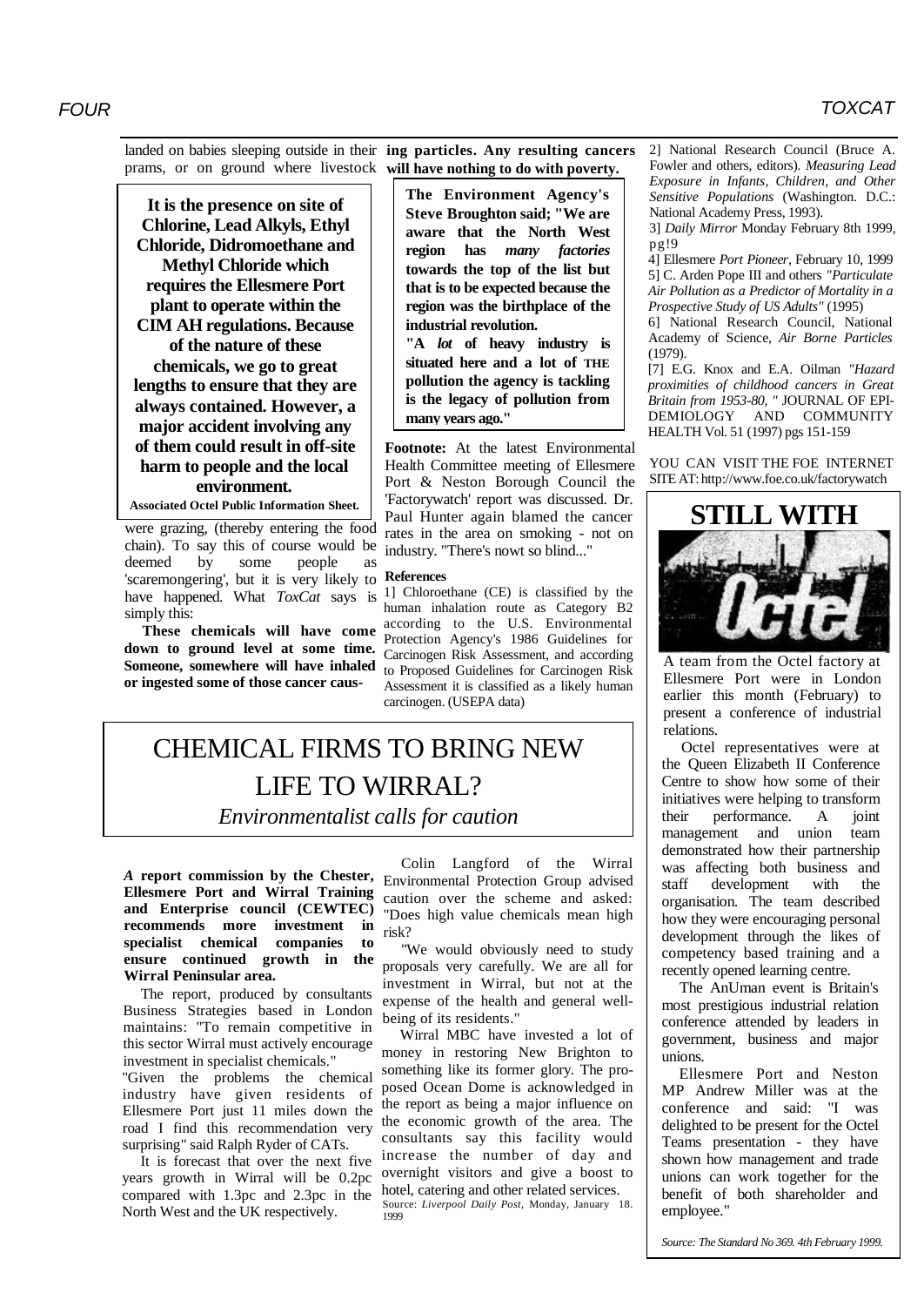landed on babies sleeping outside in their prams, or on ground where livestock were grazing, (thereby entering the food chain). To say this of course would be deemed by some people as 'scaremongering', but it is very likely to have happened. What *ToxCat* says is simply this:

**These chemicals will have come down to ground level at some time. Someone, somewhere will have inhaled or ingested some of those cancer causing particles. Any resulting cancers will have nothing to do with poverty.**

> **It is the presence on site of Chlorine, Lead Alkyls, Ethyl Chloride, Didromoethane and Methyl Chloride which requires the Ellesmere Port plant to operate within the CIM AH regulations. Because of the nature of these chemicals, we go to great lengths to ensure that they are always contained. However, a major accident involving any of them could result in off-site harm to people and the local environment.**
>
> **Associated Octel Public Information Sheet.**

> **The Environment Agency's Steve Broughton said; "We are aware that the North West region has *many factories* towards the top of the list but that is to be expected because the region was the birthplace of the industrial revolution.**
>
> **"A *lot* of heavy industry is situated here and a lot of THE pollution the agency is tackling is the legacy of pollution from many years ago."**

**Footnote:** At the latest Environmental Health Committee meeting of Ellesmere Port & Neston Borough Council the 'Factorywatch' report was discussed. Dr. Paul Hunter again blamed the cancer rates in the area on smoking - not on industry. "There's nowt so blind..."

**References**

1] Chloroethane (CE) is classified by the human inhalation route as Category B2 according to the U.S. Environmental Protection Agency's 1986 Guidelines for Carcinogen Risk Assessment, and according to Proposed Guidelines for Carcinogen Risk Assessment it is classified as a likely human carcinogen. (USEPA data)

2] National Research Council (Bruce A. Fowler and others, editors). *Measuring Lead Exposure in Infants, Children, and Other Sensitive Populations* (Washington. D.C.: National Academy Press, 1993).

3] *Daily Mirror* Monday February 8th 1999, pg!9

4] Ellesmere *Port Pioneer*, February 10, 1999

5] C. Arden Pope III and others *"Particulate Air Pollution as a Predictor of Mortality in a Prospective Study of US Adults"* (1995)

6] National Research Council, National Academy of Science, *Air Borne Particles* (1979).

[7] E.G. Knox and E.A. Oilman *"Hazard proximities of childhood cancers in Great Britain from 1953-80, "* JOURNAL OF EPIDEMIOLOGY AND COMMUNITY HEALTH Vol. 51 (1997) pgs 151-159

YOU CAN VISIT THE FOE INTERNET SITE AT: http://www.foe.co.uk/factorywatch

# CHEMICAL FIRMS TO BRING NEW LIFE TO WIRRAL?

*Environmentalist calls for caution*

***A* report commission by the Chester, Ellesmere Port and Wirral Training and Enterprise council (CEWTEC) recommends more investment in specialist chemical companies to ensure continued growth in the Wirral Peninsular area.**

The report, produced by consultants Business Strategies based in London maintains: "To remain competitive in this sector Wirral must actively encourage investment in specialist chemicals."

"Given the problems the chemical industry have given residents of Ellesmere Port just 11 miles down the road I find this recommendation very surprising" said Ralph Ryder of CATs.

It is forecast that over the next five years growth in Wirral will be 0.2pc compared with 1.3pc and 2.3pc in the North West and the UK respectively.

Colin Langford of the Wirral Environmental Protection Group advised caution over the scheme and asked: "Does high value chemicals mean high risk?

"We would obviously need to study proposals very carefully. We are all for investment in Wirral, but not at the expense of the health and general well-being of its residents."

Wirral MBC have invested a lot of money in restoring New Brighton to something like its former glory. The proposed Ocean Dome is acknowledged in the report as being a major influence on the economic growth of the area. The consultants say this facility would increase the number of day and overnight visitors and give a boost to hotel, catering and other related services.

Source: *Liverpool Daily Post*, Monday, January 18. 1999

# STILL WITH Octel

A team from the Octel factory at Ellesmere Port were in London earlier this month (February) to present a conference of industrial relations.

Octel representatives were at the Queen Elizabeth II Conference Centre to show how some of their initiatives were helping to transform their performance. A joint management and union team demonstrated how their partnership was affecting both business and staff development with the organisation. The team described how they were encouraging personal development through the likes of competency based training and a recently opened learning centre.

The AnUman event is Britain's most prestigious industrial relation conference attended by leaders in government, business and major unions.

Ellesmere Port and Neston MP Andrew Miller was at the conference and said: "I was delighted to be present for the Octel Teams presentation - they have shown how management and trade unions can work together for the benefit of both shareholder and employee."

*Source: The Standard No 369. 4th February 1999.*